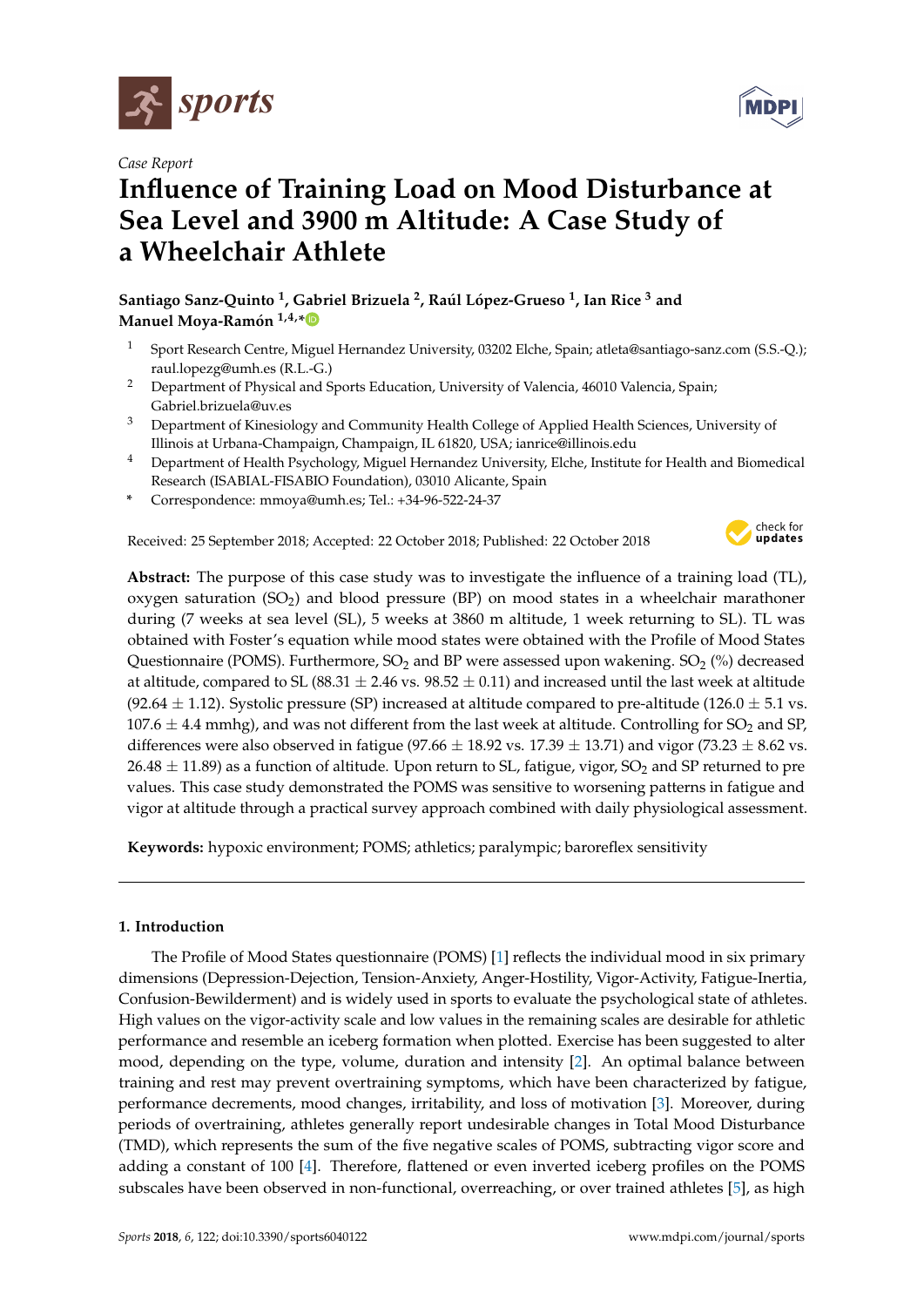*Case Report*

# Influence of Training Load on Mood Disturbance at Sea Level and 3900 m Altitude: A Case Study of a Wheelchair Athlete

**Santiago Sanz-Quinto [1], Gabriel Brizuela [2], Raúl López-Grueso [1], Ian Rice [3] and Manuel Moya-Ramón [1,4,*]**

[1] Sport Research Centre, Miguel Hernandez University, 03202 Elche, Spain; atleta@santiago-sanz.com (S.S.-Q.); raul.lopezg@umh.es (R.L.-G.)

[2] Department of Physical and Sports Education, University of Valencia, 46010 Valencia, Spain; Gabriel.brizuela@uv.es

[3] Department of Kinesiology and Community Health College of Applied Health Sciences, University of Illinois at Urbana-Champaign, Champaign, IL 61820, USA; ianrice@illinois.edu

[4] Department of Health Psychology, Miguel Hernandez University, Elche, Institute for Health and Biomedical Research (ISABIAL-FISABIO Foundation), 03010 Alicante, Spain

\* Correspondence: mmoya@umh.es; Tel.: +34-96-522-24-37

Received: 25 September 2018; Accepted: 22 October 2018; Published: 22 October 2018

**Abstract:** The purpose of this case study was to investigate the influence of a training load (TL), oxygen saturation ($SO_2$) and blood pressure (BP) on mood states in a wheelchair marathoner during (7 weeks at sea level (SL), 5 weeks at 3860 m altitude, 1 week returning to SL). TL was obtained with Foster's equation while mood states were obtained with the Profile of Mood States Questionnaire (POMS). Furthermore, $SO_2$ and BP were assessed upon wakening. $SO_2$ (%) decreased at altitude, compared to SL (88.31 $\pm$ 2.46 vs. 98.52 $\pm$ 0.11) and increased until the last week at altitude (92.64 $\pm$ 1.12). Systolic pressure (SP) increased at altitude compared to pre-altitude (126.0 $\pm$ 5.1 vs. 107.6 $\pm$ 4.4 mmhg), and was not different from the last week at altitude. Controlling for $SO_2$ and SP, differences were also observed in fatigue (97.66 $\pm$ 18.92 vs. 17.39 $\pm$ 13.71) and vigor (73.23 $\pm$ 8.62 vs. 26.48 $\pm$ 11.89) as a function of altitude. Upon return to SL, fatigue, vigor, $SO_2$ and SP returned to pre values. This case study demonstrated the POMS was sensitive to worsening patterns in fatigue and vigor at altitude through a practical survey approach combined with daily physiological assessment.

**Keywords:** hypoxic environment; POMS; athletics; paralympic; baroreflex sensitivity

## 1. Introduction

The Profile of Mood States questionnaire (POMS) [1] reflects the individual mood in six primary dimensions (Depression-Dejection, Tension-Anxiety, Anger-Hostility, Vigor-Activity, Fatigue-Inertia, Confusion-Bewilderment) and is widely used in sports to evaluate the psychological state of athletes. High values on the vigor-activity scale and low values in the remaining scales are desirable for athletic performance and resemble an iceberg formation when plotted. Exercise has been suggested to alter mood, depending on the type, volume, duration and intensity [2]. An optimal balance between training and rest may prevent overtraining symptoms, which have been characterized by fatigue, performance decrements, mood changes, irritability, and loss of motivation [3]. Moreover, during periods of overtraining, athletes generally report undesirable changes in Total Mood Disturbance (TMD), which represents the sum of the five negative scales of POMS, subtracting vigor score and adding a constant of 100 [4]. Therefore, flattened or even inverted iceberg profiles on the POMS subscales have been observed in non-functional, overreaching, or over trained athletes [5], as high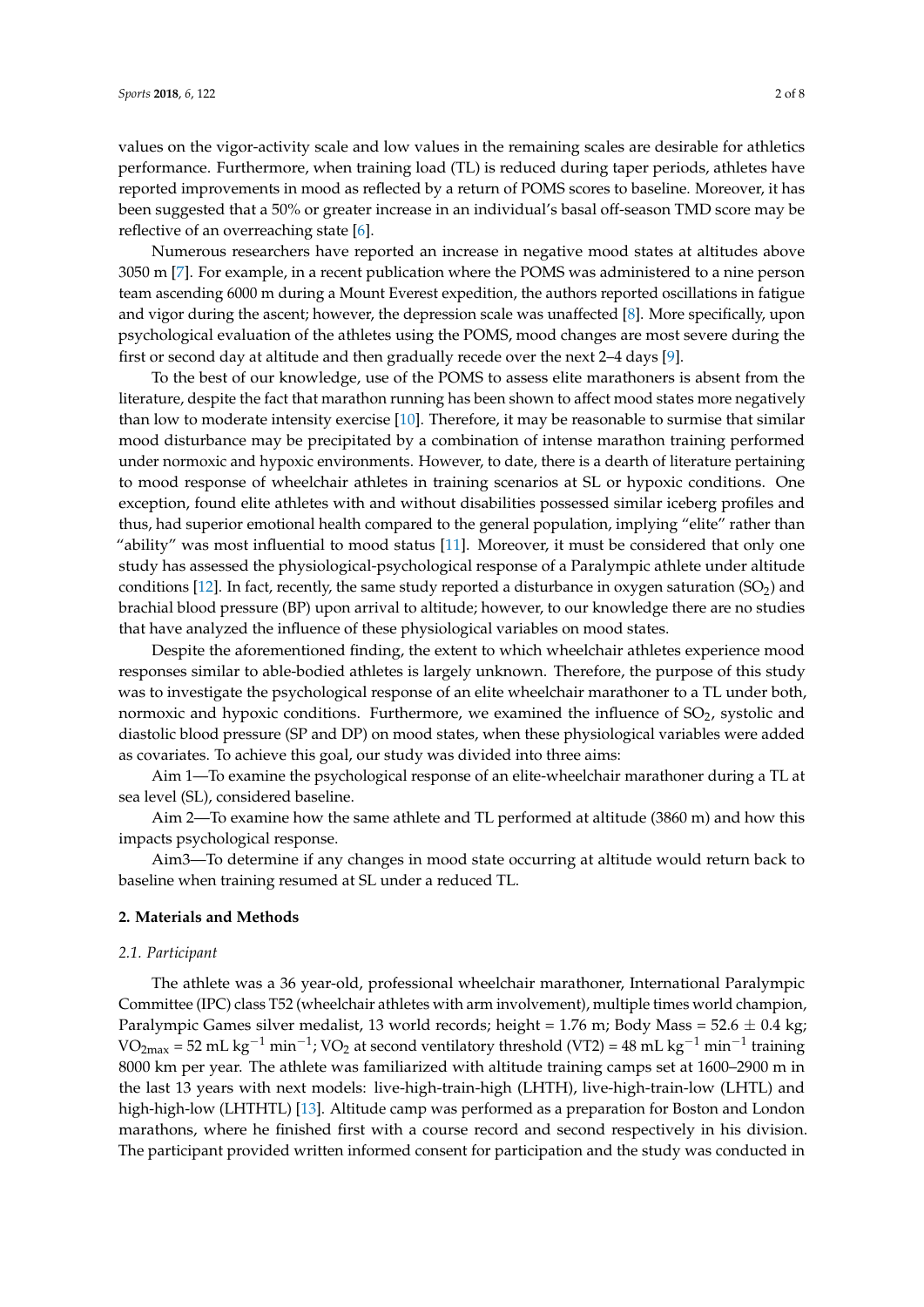values on the vigor-activity scale and low values in the remaining scales are desirable for athletics performance. Furthermore, when training load (TL) is reduced during taper periods, athletes have reported improvements in mood as reflected by a return of POMS scores to baseline. Moreover, it has been suggested that a 50% or greater increase in an individual's basal off-season TMD score may be reflective of an overreaching state [6].

Numerous researchers have reported an increase in negative mood states at altitudes above 3050 m [7]. For example, in a recent publication where the POMS was administered to a nine person team ascending 6000 m during a Mount Everest expedition, the authors reported oscillations in fatigue and vigor during the ascent; however, the depression scale was unaffected [8]. More specifically, upon psychological evaluation of the athletes using the POMS, mood changes are most severe during the first or second day at altitude and then gradually recede over the next 2–4 days [9].

To the best of our knowledge, use of the POMS to assess elite marathoners is absent from the literature, despite the fact that marathon running has been shown to affect mood states more negatively than low to moderate intensity exercise [10]. Therefore, it may be reasonable to surmise that similar mood disturbance may be precipitated by a combination of intense marathon training performed under normoxic and hypoxic environments. However, to date, there is a dearth of literature pertaining to mood response of wheelchair athletes in training scenarios at SL or hypoxic conditions. One exception, found elite athletes with and without disabilities possessed similar iceberg profiles and thus, had superior emotional health compared to the general population, implying "elite" rather than "ability" was most influential to mood status [11]. Moreover, it must be considered that only one study has assessed the physiological-psychological response of a Paralympic athlete under altitude conditions [12]. In fact, recently, the same study reported a disturbance in oxygen saturation ($SO_2$) and brachial blood pressure (BP) upon arrival to altitude; however, to our knowledge there are no studies that have analyzed the influence of these physiological variables on mood states.

Despite the aforementioned finding, the extent to which wheelchair athletes experience mood responses similar to able-bodied athletes is largely unknown. Therefore, the purpose of this study was to investigate the psychological response of an elite wheelchair marathoner to a TL under both, normoxic and hypoxic conditions. Furthermore, we examined the influence of $SO_2$, systolic and diastolic blood pressure (SP and DP) on mood states, when these physiological variables were added as covariates. To achieve this goal, our study was divided into three aims:

Aim 1—To examine the psychological response of an elite-wheelchair marathoner during a TL at sea level (SL), considered baseline.

Aim 2—To examine how the same athlete and TL performed at altitude (3860 m) and how this impacts psychological response.

Aim3—To determine if any changes in mood state occurring at altitude would return back to baseline when training resumed at SL under a reduced TL.

## 2. Materials and Methods

### *2.1. Participant*

The athlete was a 36 year-old, professional wheelchair marathoner, International Paralympic Committee (IPC) class T52 (wheelchair athletes with arm involvement), multiple times world champion, Paralympic Games silver medalist, 13 world records; height = 1.76 m; Body Mass = 52.6 ± 0.4 kg; $VO_{2max}$ = 52 mL $kg^{-1}$ $min^{-1}$; $VO_2$ at second ventilatory threshold (VT2) = 48 mL $kg^{-1}$ $min^{-1}$ training 8000 km per year. The athlete was familiarized with altitude training camps set at 1600–2900 m in the last 13 years with next models: live-high-train-high (LHTH), live-high-train-low (LHTL) and high-high-low (LHTHTL) [13]. Altitude camp was performed as a preparation for Boston and London marathons, where he finished first with a course record and second respectively in his division. The participant provided written informed consent for participation and the study was conducted in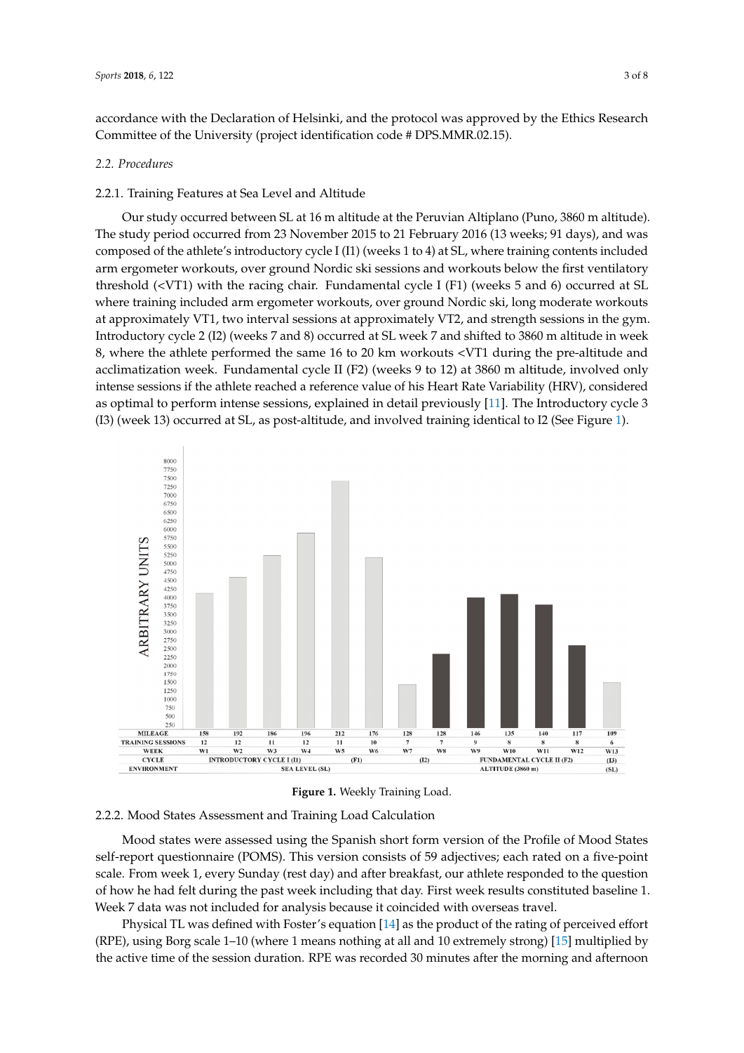accordance with the Declaration of Helsinki, and the protocol was approved by the Ethics Research Committee of the University (project identification code # DPS.MMR.02.15).

### 2.2. Procedures

#### 2.2.1. Training Features at Sea Level and Altitude

Our study occurred between SL at 16 m altitude at the Peruvian Altiplano (Puno, 3860 m altitude). The study period occurred from 23 November 2015 to 21 February 2016 (13 weeks; 91 days), and was composed of the athlete's introductory cycle I (I1) (weeks 1 to 4) at SL, where training contents included arm ergometer workouts, over ground Nordic ski sessions and workouts below the first ventilatory threshold (<VT1) with the racing chair. Fundamental cycle I (F1) (weeks 5 and 6) occurred at SL where training included arm ergometer workouts, over ground Nordic ski, long moderate workouts at approximately VT1, two interval sessions at approximately VT2, and strength sessions in the gym. Introductory cycle 2 (I2) (weeks 7 and 8) occurred at SL week 7 and shifted to 3860 m altitude in week 8, where the athlete performed the same 16 to 20 km workouts <VT1 during the pre-altitude and acclimatization week. Fundamental cycle II (F2) (weeks 9 to 12) at 3860 m altitude, involved only intense sessions if the athlete reached a reference value of his Heart Rate Variability (HRV), considered as optimal to perform intense sessions, explained in detail previously [11]. The Introductory cycle 3 (I3) (week 13) occurred at SL, as post-altitude, and involved training identical to I2 (See Figure 1).

| | | | | | | | | | | | | | |
|---|---|---|---|---|---|---|---|---|---|---|---|---|---|
| MILEAGE | 158 | 192 | 186 | 196 | 212 | 176 | 128 | 128 | 146 | 135 | 140 | 117 | 109 |
| TRAINING SESSIONS | 12 | 12 | 11 | 12 | 11 | 10 | 7 | 7 | 9 | 8 | 8 | 8 | 6 |
| WEEK | W1 | W2 | W3 | W4 | W5 | W6 | W7 | W8 | W9 | W10 | W11 | W12 | W13 |
| CYCLE | INTRODUCTORY CYCLE I (I1) | | | | (F1) | | (I2) | | FUNDAMENTAL CYCLE II (F2) | | | | (I3) |
| ENVIRONMENT | SEA LEVEL (SL) | | | | | | | ALTITUDE (3860 m) | | | | | (SL) |

**Figure 1.** Weekly Training Load.

#### 2.2.2. Mood States Assessment and Training Load Calculation

Mood states were assessed using the Spanish short form version of the Profile of Mood States self-report questionnaire (POMS). This version consists of 59 adjectives; each rated on a five-point scale. From week 1, every Sunday (rest day) and after breakfast, our athlete responded to the question of how he had felt during the past week including that day. First week results constituted baseline 1. Week 7 data was not included for analysis because it coincided with overseas travel.

Physical TL was defined with Foster's equation [14] as the product of the rating of perceived effort (RPE), using Borg scale 1–10 (where 1 means nothing at all and 10 extremely strong) [15] multiplied by the active time of the session duration. RPE was recorded 30 minutes after the morning and afternoon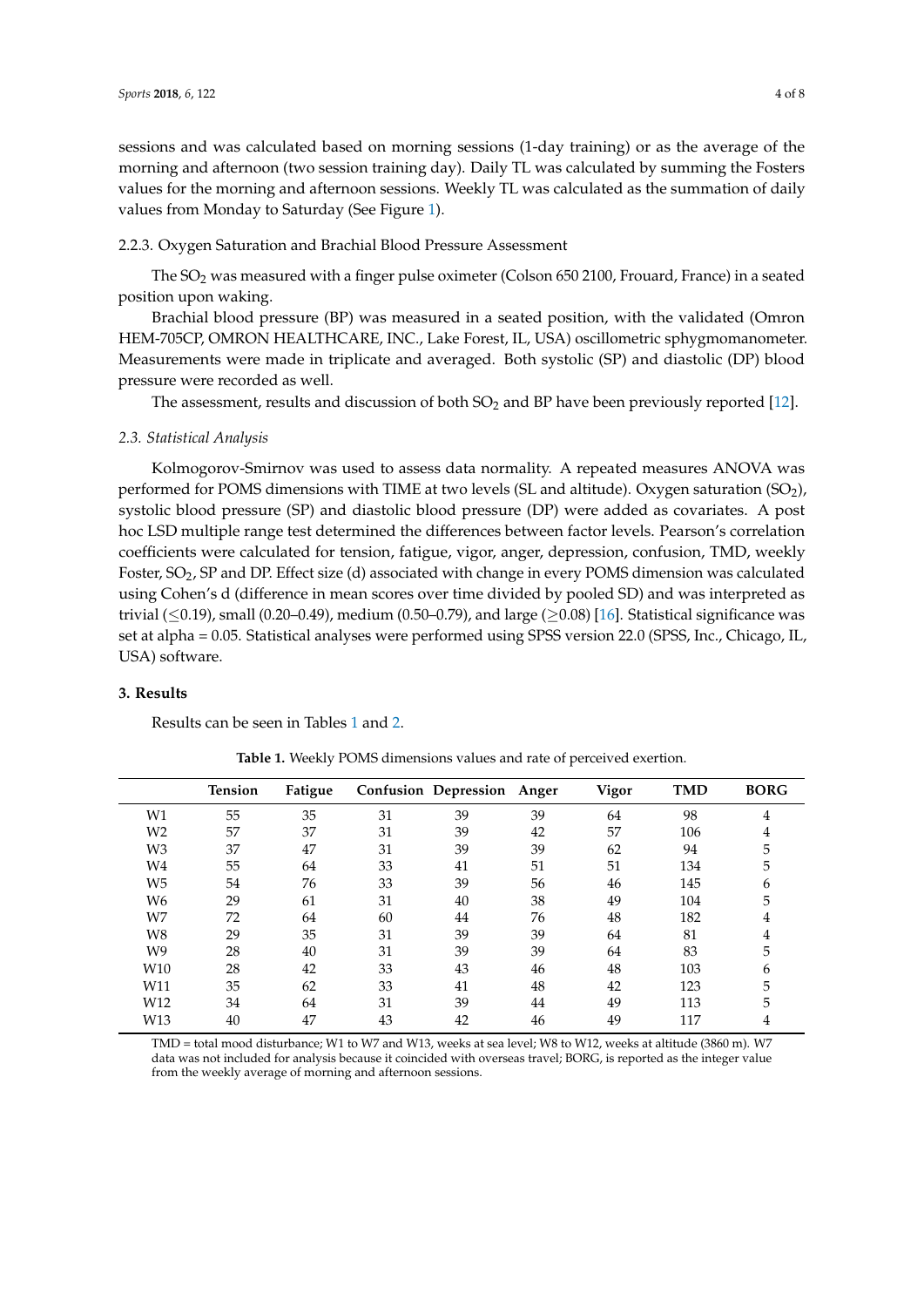sessions and was calculated based on morning sessions (1-day training) or as the average of the morning and afternoon (two session training day). Daily TL was calculated by summing the Fosters values for the morning and afternoon sessions. Weekly TL was calculated as the summation of daily values from Monday to Saturday (See Figure 1).

#### 2.2.3. Oxygen Saturation and Brachial Blood Pressure Assessment

The $SO_2$ was measured with a finger pulse oximeter (Colson 650 2100, Frouard, France) in a seated position upon waking.

Brachial blood pressure (BP) was measured in a seated position, with the validated (Omron HEM-705CP, OMRON HEALTHCARE, INC., Lake Forest, IL, USA) oscillometric sphygmomanometer. Measurements were made in triplicate and averaged. Both systolic (SP) and diastolic (DP) blood pressure were recorded as well.

The assessment, results and discussion of both $SO_2$ and BP have been previously reported [12].

### *2.3. Statistical Analysis*

Kolmogorov-Smirnov was used to assess data normality. A repeated measures ANOVA was performed for POMS dimensions with TIME at two levels (SL and altitude). Oxygen saturation ($SO_2$), systolic blood pressure (SP) and diastolic blood pressure (DP) were added as covariates. A post hoc LSD multiple range test determined the differences between factor levels. Pearson's correlation coefficients were calculated for tension, fatigue, vigor, anger, depression, confusion, TMD, weekly Foster, $SO_2$, SP and DP. Effect size (d) associated with change in every POMS dimension was calculated using Cohen's d (difference in mean scores over time divided by pooled SD) and was interpreted as trivial ($\leq$0.19), small (0.20–0.49), medium (0.50–0.79), and large ($\geq$0.08) [16]. Statistical significance was set at alpha = 0.05. Statistical analyses were performed using SPSS version 22.0 (SPSS, Inc., Chicago, IL, USA) software.

## 3. Results

Results can be seen in Tables 1 and 2.

**Table 1.** Weekly POMS dimensions values and rate of perceived exertion.

| | Tension | Fatigue | Confusion | Depression | Anger | Vigor | TMD | BORG |
|---|---|---|---|---|---|---|---|---|
| W1 | 55 | 35 | 31 | 39 | 39 | 64 | 98 | 4 |
| W2 | 57 | 37 | 31 | 39 | 42 | 57 | 106 | 4 |
| W3 | 37 | 47 | 31 | 39 | 39 | 62 | 94 | 5 |
| W4 | 55 | 64 | 33 | 41 | 51 | 51 | 134 | 5 |
| W5 | 54 | 76 | 33 | 39 | 56 | 46 | 145 | 6 |
| W6 | 29 | 61 | 31 | 40 | 38 | 49 | 104 | 5 |
| W7 | 72 | 64 | 60 | 44 | 76 | 48 | 182 | 4 |
| W8 | 29 | 35 | 31 | 39 | 39 | 64 | 81 | 4 |
| W9 | 28 | 40 | 31 | 39 | 39 | 64 | 83 | 5 |
| W10 | 28 | 42 | 33 | 43 | 46 | 48 | 103 | 6 |
| W11 | 35 | 62 | 33 | 41 | 48 | 42 | 123 | 5 |
| W12 | 34 | 64 | 31 | 39 | 44 | 49 | 113 | 5 |
| W13 | 40 | 47 | 43 | 42 | 46 | 49 | 117 | 4 |

TMD = total mood disturbance; W1 to W7 and W13, weeks at sea level; W8 to W12, weeks at altitude (3860 m). W7 data was not included for analysis because it coincided with overseas travel; BORG, is reported as the integer value from the weekly average of morning and afternoon sessions.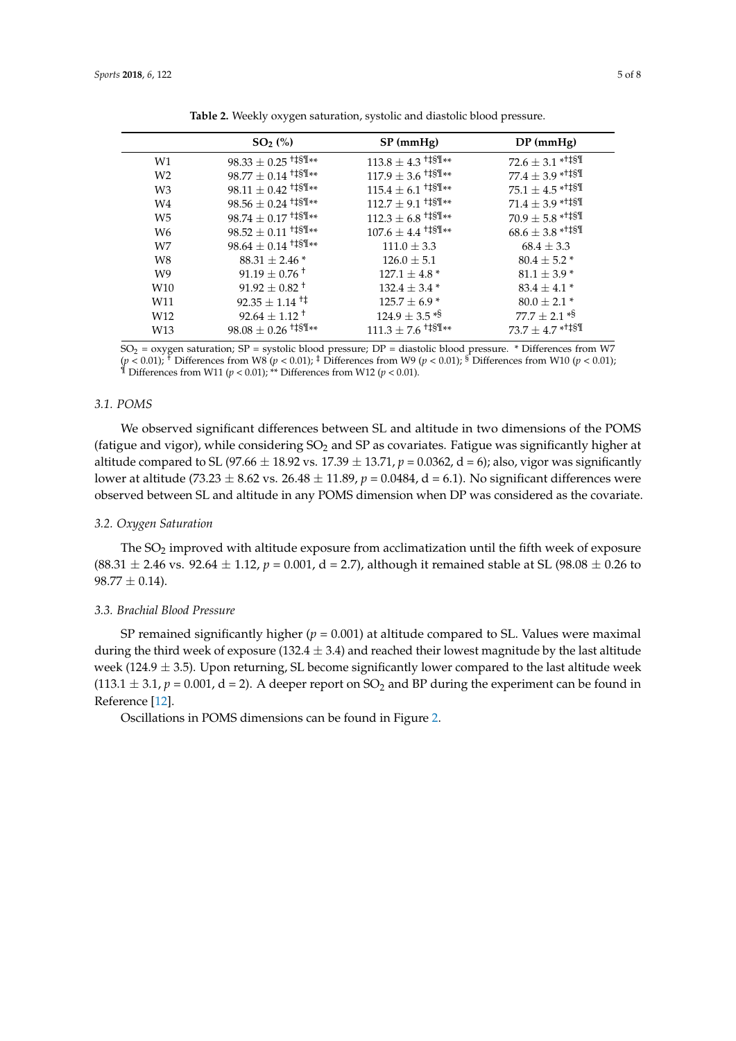**Table 2.** Weekly oxygen saturation, systolic and diastolic blood pressure.

| | $SO_2$ (%) | SP (mmHg) | DP (mmHg) |
|---|---|---|---|
| W1 | 98.33 ± 0.25 †‡§¶** | 113.8 ± 4.3 †‡§¶** | 72.6 ± 3.1 *†‡§¶ |
| W2 | 98.77 ± 0.14 †‡§¶** | 117.9 ± 3.6 †‡§¶** | 77.4 ± 3.9 *†‡§¶ |
| W3 | 98.11 ± 0.42 †‡§¶** | 115.4 ± 6.1 †‡§¶** | 75.1 ± 4.5 *†‡§¶ |
| W4 | 98.56 ± 0.24 †‡§¶** | 112.7 ± 9.1 †‡§¶** | 71.4 ± 3.9 *†‡§¶ |
| W5 | 98.74 ± 0.17 †‡§¶** | 112.3 ± 6.8 †‡§¶** | 70.9 ± 5.8 *†‡§¶ |
| W6 | 98.52 ± 0.11 †‡§¶** | 107.6 ± 4.4 †‡§¶** | 68.6 ± 3.8 *†‡§¶ |
| W7 | 98.64 ± 0.14 †‡§¶** | 111.0 ± 3.3 | 68.4 ± 3.3 |
| W8 | 88.31 ± 2.46 * | 126.0 ± 5.1 | 80.4 ± 5.2 * |
| W9 | 91.19 ± 0.76 † | 127.1 ± 4.8 * | 81.1 ± 3.9 * |
| W10 | 91.92 ± 0.82 † | 132.4 ± 3.4 * | 83.4 ± 4.1 * |
| W11 | 92.35 ± 1.14 †‡ | 125.7 ± 6.9 * | 80.0 ± 2.1 * |
| W12 | 92.64 ± 1.12 † | 124.9 ± 3.5 *§ | 77.7 ± 2.1 *§ |
| W13 | 98.08 ± 0.26 †‡§¶** | 111.3 ± 7.6 †‡§¶** | 73.7 ± 4.7 *†‡§¶ |

$SO_2$ = oxygen saturation; SP = systolic blood pressure; DP = diastolic blood pressure. * Differences from W7 ($p < 0.01$); † Differences from W8 ($p < 0.01$); ‡ Differences from W9 ($p < 0.01$); § Differences from W10 ($p < 0.01$); ¶ Differences from W11 ($p < 0.01$); ** Differences from W12 ($p < 0.01$).

### 3.1. POMS

We observed significant differences between SL and altitude in two dimensions of the POMS (fatigue and vigor), while considering $SO_2$ and SP as covariates. Fatigue was significantly higher at altitude compared to SL (97.66 ± 18.92 vs. 17.39 ± 13.71, $p = 0.0362$, d = 6); also, vigor was significantly lower at altitude (73.23 ± 8.62 vs. 26.48 ± 11.89, $p = 0.0484$, d = 6.1). No significant differences were observed between SL and altitude in any POMS dimension when DP was considered as the covariate.

### 3.2. Oxygen Saturation

The $SO_2$ improved with altitude exposure from acclimatization until the fifth week of exposure (88.31 ± 2.46 vs. 92.64 ± 1.12, $p = 0.001$, d = 2.7), although it remained stable at SL (98.08 ± 0.26 to 98.77 ± 0.14).

### 3.3. Brachial Blood Pressure

SP remained significantly higher ($p = 0.001$) at altitude compared to SL. Values were maximal during the third week of exposure (132.4 ± 3.4) and reached their lowest magnitude by the last altitude week (124.9 ± 3.5). Upon returning, SL become significantly lower compared to the last altitude week (113.1 ± 3.1, $p = 0.001$, d = 2). A deeper report on $SO_2$ and BP during the experiment can be found in Reference [12].

Oscillations in POMS dimensions can be found in Figure 2.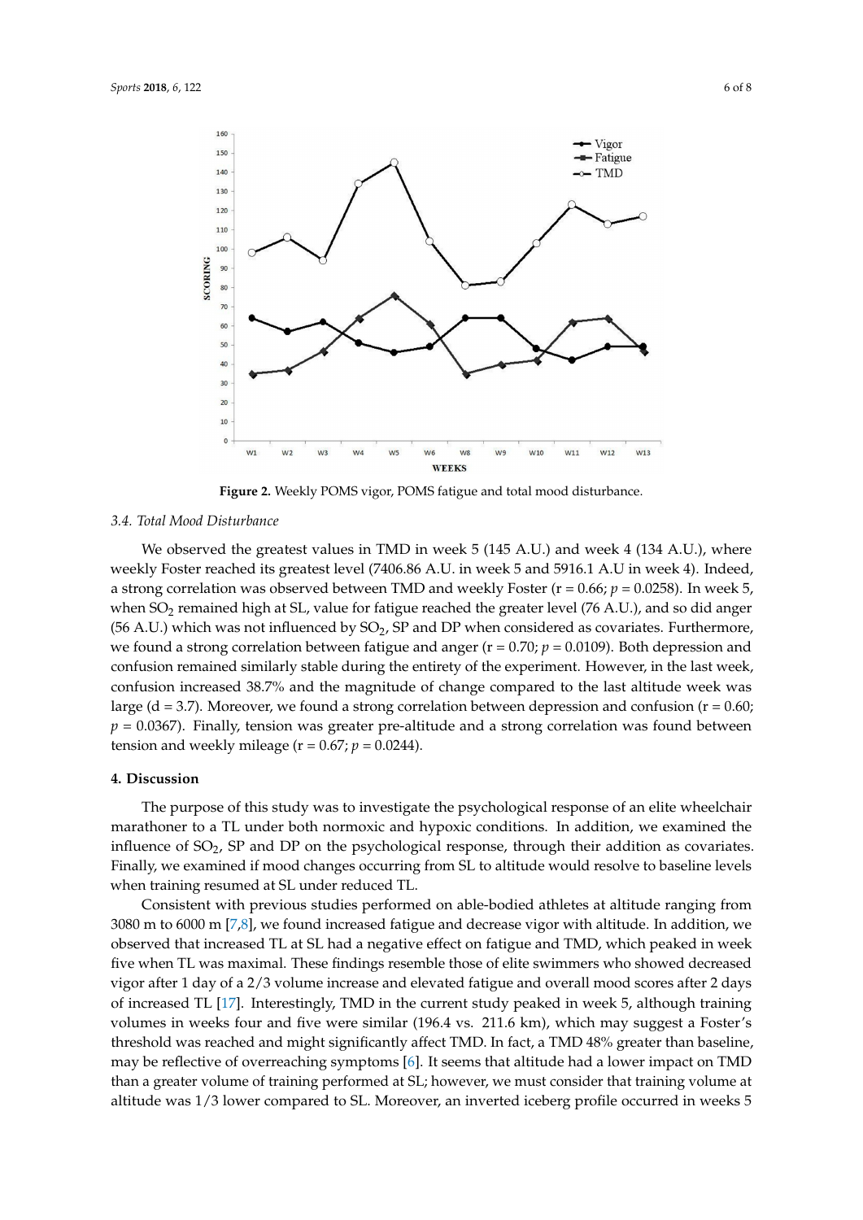**Figure 2.** Weekly POMS vigor, POMS fatigue and total mood disturbance.

### 3.4. Total Mood Disturbance

We observed the greatest values in TMD in week 5 (145 A.U.) and week 4 (134 A.U.), where weekly Foster reached its greatest level (7406.86 A.U. in week 5 and 5916.1 A.U in week 4). Indeed, a strong correlation was observed between TMD and weekly Foster ($r = 0.66$; $p = 0.0258$). In week 5, when $SO_2$ remained high at SL, value for fatigue reached the greater level (76 A.U.), and so did anger (56 A.U.) which was not influenced by $SO_2$, SP and DP when considered as covariates. Furthermore, we found a strong correlation between fatigue and anger ($r = 0.70$; $p = 0.0109$). Both depression and confusion remained similarly stable during the entirety of the experiment. However, in the last week, confusion increased 38.7% and the magnitude of change compared to the last altitude week was large ($d = 3.7$). Moreover, we found a strong correlation between depression and confusion ($r = 0.60$; $p = 0.0367$). Finally, tension was greater pre-altitude and a strong correlation was found between tension and weekly mileage ($r = 0.67$; $p = 0.0244$).

## 4. Discussion

The purpose of this study was to investigate the psychological response of an elite wheelchair marathoner to a TL under both normoxic and hypoxic conditions. In addition, we examined the influence of $SO_2$, SP and DP on the psychological response, through their addition as covariates. Finally, we examined if mood changes occurring from SL to altitude would resolve to baseline levels when training resumed at SL under reduced TL.

Consistent with previous studies performed on able-bodied athletes at altitude ranging from 3080 m to 6000 m [7,8], we found increased fatigue and decrease vigor with altitude. In addition, we observed that increased TL at SL had a negative effect on fatigue and TMD, which peaked in week five when TL was maximal. These findings resemble those of elite swimmers who showed decreased vigor after 1 day of a 2/3 volume increase and elevated fatigue and overall mood scores after 2 days of increased TL [17]. Interestingly, TMD in the current study peaked in week 5, although training volumes in weeks four and five were similar (196.4 vs. 211.6 km), which may suggest a Foster's threshold was reached and might significantly affect TMD. In fact, a TMD 48% greater than baseline, may be reflective of overreaching symptoms [6]. It seems that altitude had a lower impact on TMD than a greater volume of training performed at SL; however, we must consider that training volume at altitude was 1/3 lower compared to SL. Moreover, an inverted iceberg profile occurred in weeks 5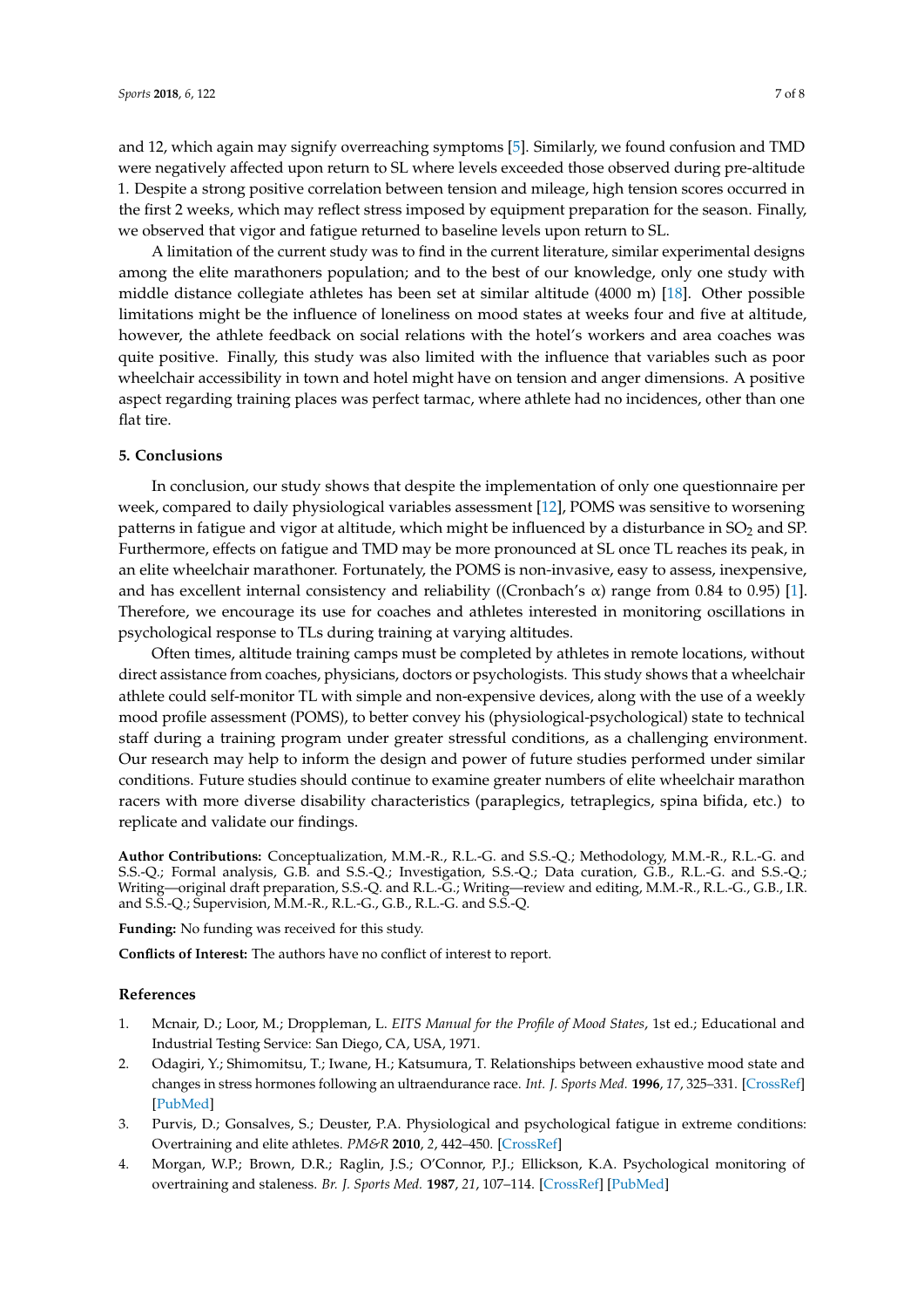and 12, which again may signify overreaching symptoms [5]. Similarly, we found confusion and TMD were negatively affected upon return to SL where levels exceeded those observed during pre-altitude 1. Despite a strong positive correlation between tension and mileage, high tension scores occurred in the first 2 weeks, which may reflect stress imposed by equipment preparation for the season. Finally, we observed that vigor and fatigue returned to baseline levels upon return to SL.

A limitation of the current study was to find in the current literature, similar experimental designs among the elite marathoners population; and to the best of our knowledge, only one study with middle distance collegiate athletes has been set at similar altitude (4000 m) [18]. Other possible limitations might be the influence of loneliness on mood states at weeks four and five at altitude, however, the athlete feedback on social relations with the hotel's workers and area coaches was quite positive. Finally, this study was also limited with the influence that variables such as poor wheelchair accessibility in town and hotel might have on tension and anger dimensions. A positive aspect regarding training places was perfect tarmac, where athlete had no incidences, other than one flat tire.

## 5. Conclusions

In conclusion, our study shows that despite the implementation of only one questionnaire per week, compared to daily physiological variables assessment [12], POMS was sensitive to worsening patterns in fatigue and vigor at altitude, which might be influenced by a disturbance in $SO_2$ and SP. Furthermore, effects on fatigue and TMD may be more pronounced at SL once TL reaches its peak, in an elite wheelchair marathoner. Fortunately, the POMS is non-invasive, easy to assess, inexpensive, and has excellent internal consistency and reliability ((Cronbach's $\alpha$) range from 0.84 to 0.95) [1]. Therefore, we encourage its use for coaches and athletes interested in monitoring oscillations in psychological response to TLs during training at varying altitudes.

Often times, altitude training camps must be completed by athletes in remote locations, without direct assistance from coaches, physicians, doctors or psychologists. This study shows that a wheelchair athlete could self-monitor TL with simple and non-expensive devices, along with the use of a weekly mood profile assessment (POMS), to better convey his (physiological-psychological) state to technical staff during a training program under greater stressful conditions, as a challenging environment. Our research may help to inform the design and power of future studies performed under similar conditions. Future studies should continue to examine greater numbers of elite wheelchair marathon racers with more diverse disability characteristics (paraplegics, tetraplegics, spina bifida, etc.) to replicate and validate our findings.

**Author Contributions:** Conceptualization, M.M.-R., R.L.-G. and S.S.-Q.; Methodology, M.M.-R., R.L.-G. and S.S.-Q.; Formal analysis, G.B. and S.S.-Q.; Investigation, S.S.-Q.; Data curation, G.B., R.L.-G. and S.S.-Q.; Writing—original draft preparation, S.S.-Q. and R.L.-G.; Writing—review and editing, M.M.-R., R.L.-G., G.B., I.R. and S.S.-Q.; Supervision, M.M.-R., R.L.-G., G.B., R.L.-G. and S.S.-Q.

**Funding:** No funding was received for this study.

**Conflicts of Interest:** The authors have no conflict of interest to report.

## References

1. Mcnair, D.; Loor, M.; Droppleman, L. *EITS Manual for the Profile of Mood States*, 1st ed.; Educational and Industrial Testing Service: San Diego, CA, USA, 1971.
2. Odagiri, Y.; Shimomitsu, T.; Iwane, H.; Katsumura, T. Relationships between exhaustive mood state and changes in stress hormones following an ultraendurance race. *Int. J. Sports Med.* **1996**, *17*, 325–331. [CrossRef] [PubMed]
3. Purvis, D.; Gonsalves, S.; Deuster, P.A. Physiological and psychological fatigue in extreme conditions: Overtraining and elite athletes. *PM&R* **2010**, *2*, 442–450. [CrossRef]
4. Morgan, W.P.; Brown, D.R.; Raglin, J.S.; O'Connor, P.J.; Ellickson, K.A. Psychological monitoring of overtraining and staleness. *Br. J. Sports Med.* **1987**, *21*, 107–114. [CrossRef] [PubMed]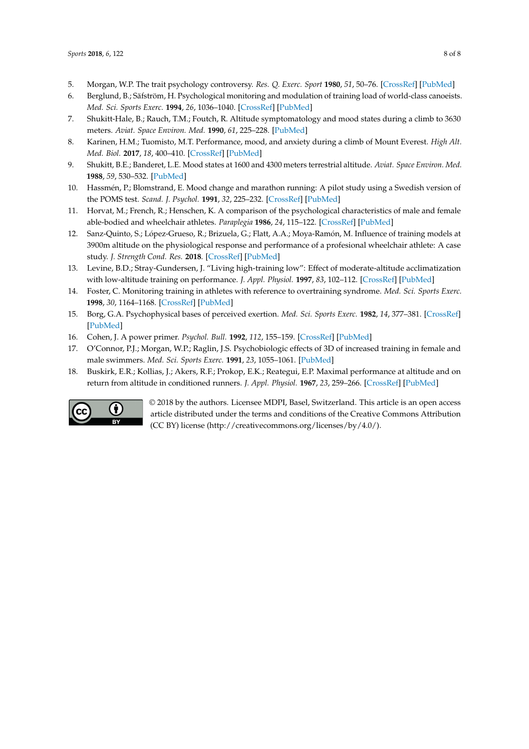5. Morgan, W.P. The trait psychology controversy. *Res. Q. Exerc. Sport* **1980**, *51*, 50–76. [CrossRef] [PubMed]
6. Berglund, B.; Säfström, H. Psychological monitoring and modulation of training load of world-class canoeists. *Med. Sci. Sports Exerc.* **1994**, *26*, 1036–1040. [CrossRef] [PubMed]
7. Shukitt-Hale, B.; Rauch, T.M.; Foutch, R. Altitude symptomatology and mood states during a climb to 3630 meters. *Aviat. Space Environ. Med.* **1990**, *61*, 225–228. [PubMed]
8. Karinen, H.M.; Tuomisto, M.T. Performance, mood, and anxiety during a climb of Mount Everest. *High Alt. Med. Biol.* **2017**, *18*, 400–410. [CrossRef] [PubMed]
9. Shukitt, B.E.; Banderet, L.E. Mood states at 1600 and 4300 meters terrestrial altitude. *Aviat. Space Environ. Med.* **1988**, *59*, 530–532. [PubMed]
10. Hassmén, P.; Blomstrand, E. Mood change and marathon running: A pilot study using a Swedish version of the POMS test. *Scand. J. Psychol.* **1991**, *32*, 225–232. [CrossRef] [PubMed]
11. Horvat, M.; French, R.; Henschen, K. A comparison of the psychological characteristics of male and female able-bodied and wheelchair athletes. *Paraplegia* **1986**, *24*, 115–122. [CrossRef] [PubMed]
12. Sanz-Quinto, S.; López-Grueso, R.; Brizuela, G.; Flatt, A.A.; Moya-Ramón, M. Influence of training models at 3900m altitude on the physiological response and performance of a profesional wheelchair athlete: A case study. *J. Strength Cond. Res.* **2018**. [CrossRef] [PubMed]
13. Levine, B.D.; Stray-Gundersen, J. "Living high-training low": Effect of moderate-altitude acclimatization with low-altitude training on performance. *J. Appl. Physiol.* **1997**, *83*, 102–112. [CrossRef] [PubMed]
14. Foster, C. Monitoring training in athletes with reference to overtraining syndrome. *Med. Sci. Sports Exerc.* **1998**, *30*, 1164–1168. [CrossRef] [PubMed]
15. Borg, G.A. Psychophysical bases of perceived exertion. *Med. Sci. Sports Exerc.* **1982**, *14*, 377–381. [CrossRef] [PubMed]
16. Cohen, J. A power primer. *Psychol. Bull.* **1992**, *112*, 155–159. [CrossRef] [PubMed]
17. O'Connor, P.J.; Morgan, W.P.; Raglin, J.S. Psychobiologic effects of 3D of increased training in female and male swimmers. *Med. Sci. Sports Exerc.* **1991**, *23*, 1055–1061. [PubMed]
18. Buskirk, E.R.; Kollias, J.; Akers, R.F.; Prokop, E.K.; Reategui, E.P. Maximal performance at altitude and on return from altitude in conditioned runners. *J. Appl. Physiol.* **1967**, *23*, 259–266. [CrossRef] [PubMed]

© 2018 by the authors. Licensee MDPI, Basel, Switzerland. This article is an open access article distributed under the terms and conditions of the Creative Commons Attribution (CC BY) license (http://creativecommons.org/licenses/by/4.0/).